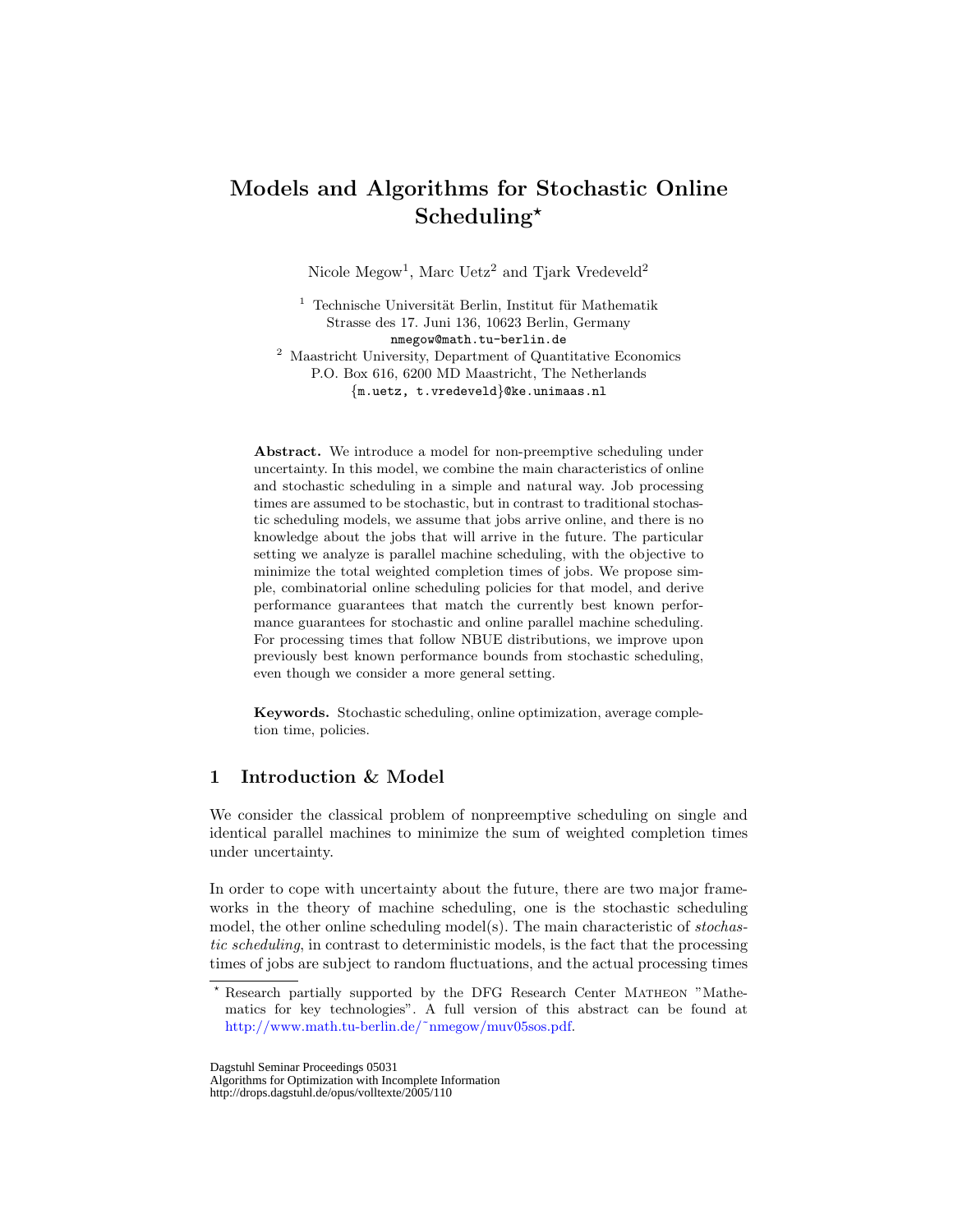# Models and Algorithms for Stochastic Online Scheduling[⋆]

Nicole Megow[1], Marc Uetz[2] and Tjark Vredeveld[2]

[1] Technische Universität Berlin, Institut für Mathematik
Strasse des 17. Juni 136, 10623 Berlin, Germany
nmegow@math.tu-berlin.de

[2] Maastricht University, Department of Quantitative Economics
P.O. Box 616, 6200 MD Maastricht, The Netherlands
{m.uetz, t.vredeveld}@ke.unimaas.nl

**Abstract.** We introduce a model for non-preemptive scheduling under uncertainty. In this model, we combine the main characteristics of online and stochastic scheduling in a simple and natural way. Job processing times are assumed to be stochastic, but in contrast to traditional stochastic scheduling models, we assume that jobs arrive online, and there is no knowledge about the jobs that will arrive in the future. The particular setting we analyze is parallel machine scheduling, with the objective to minimize the total weighted completion times of jobs. We propose simple, combinatorial online scheduling policies for that model, and derive performance guarantees that match the currently best known performance guarantees for stochastic and online parallel machine scheduling. For processing times that follow NBUE distributions, we improve upon previously best known performance bounds from stochastic scheduling, even though we consider a more general setting.

**Keywords.** Stochastic scheduling, online optimization, average completion time, policies.

## 1 Introduction & Model

We consider the classical problem of nonpreemptive scheduling on single and identical parallel machines to minimize the sum of weighted completion times under uncertainty.

In order to cope with uncertainty about the future, there are two major frameworks in the theory of machine scheduling, one is the stochastic scheduling model, the other online scheduling model(s). The main characteristic of *stochastic scheduling*, in contrast to deterministic models, is the fact that the processing times of jobs are subject to random fluctuations, and the actual processing times

---

[⋆] Research partially supported by the DFG Research Center MATHEON "Mathematics for key technologies". A full version of this abstract can be found at http://www.math.tu-berlin.de/~nmegow/muv05sos.pdf.

Dagstuhl Seminar Proceedings 05031
Algorithms for Optimization with Incomplete Information
http://drops.dagstuhl.de/opus/volltexte/2005/110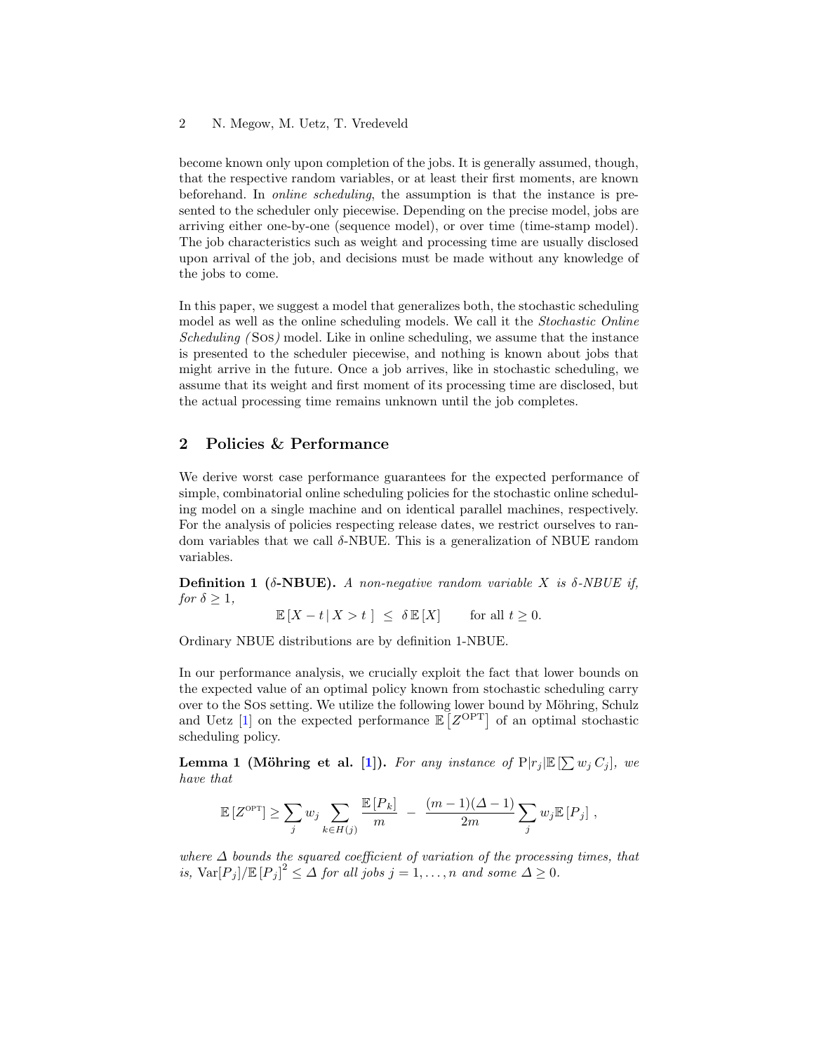become known only upon completion of the jobs. It is generally assumed, though, that the respective random variables, or at least their first moments, are known beforehand. In *online scheduling*, the assumption is that the instance is presented to the scheduler only piecewise. Depending on the precise model, jobs are arriving either one-by-one (sequence model), or over time (time-stamp model). The job characteristics such as weight and processing time are usually disclosed upon arrival of the job, and decisions must be made without any knowledge of the jobs to come.

In this paper, we suggest a model that generalizes both, the stochastic scheduling model as well as the online scheduling models. We call it the *Stochastic Online Scheduling (*Sos*)* model. Like in online scheduling, we assume that the instance is presented to the scheduler piecewise, and nothing is known about jobs that might arrive in the future. Once a job arrives, like in stochastic scheduling, we assume that its weight and first moment of its processing time are disclosed, but the actual processing time remains unknown until the job completes.

## 2 Policies & Performance

We derive worst case performance guarantees for the expected performance of simple, combinatorial online scheduling policies for the stochastic online scheduling model on a single machine and on identical parallel machines, respectively. For the analysis of policies respecting release dates, we restrict ourselves to random variables that we call $\delta$-NBUE. This is a generalization of NBUE random variables.

**Definition 1 ($\delta$-NBUE).** *A non-negative random variable $X$ is $\delta$-NBUE if, for $\delta \geq 1$,*

$$\mathbb{E}\left[X - t \,|\, X > t\,\right] \;\leq\; \delta\,\mathbb{E}\left[X\right] \qquad \text{for all } t \geq 0.$$

Ordinary NBUE distributions are by definition 1-NBUE.

In our performance analysis, we crucially exploit the fact that lower bounds on the expected value of an optimal policy known from stochastic scheduling carry over to the Sos setting. We utilize the following lower bound by Möhring, Schulz and Uetz [1] on the expected performance $\mathbb{E}\left[Z^{\mathrm{OPT}}\right]$ of an optimal stochastic scheduling policy.

**Lemma 1 (Möhring et al. [1]).** *For any instance of $\mathrm{P}|r_j|\mathbb{E}\left[\sum w_j\, C_j\right]$, we have that*

$$\mathbb{E}\left[Z^{\mathrm{OPT}}\right] \geq \sum_j w_j \sum_{k \in H(j)} \frac{\mathbb{E}\left[P_k\right]}{m} \;-\; \frac{(m-1)(\Delta-1)}{2m} \sum_j w_j \mathbb{E}\left[P_j\right]\,,$$

*where $\Delta$ bounds the squared coefficient of variation of the processing times, that is, $\mathrm{Var}[P_j]/\mathbb{E}\left[P_j\right]^2 \leq \Delta$ for all jobs $j = 1, \ldots, n$ and some $\Delta \geq 0$.*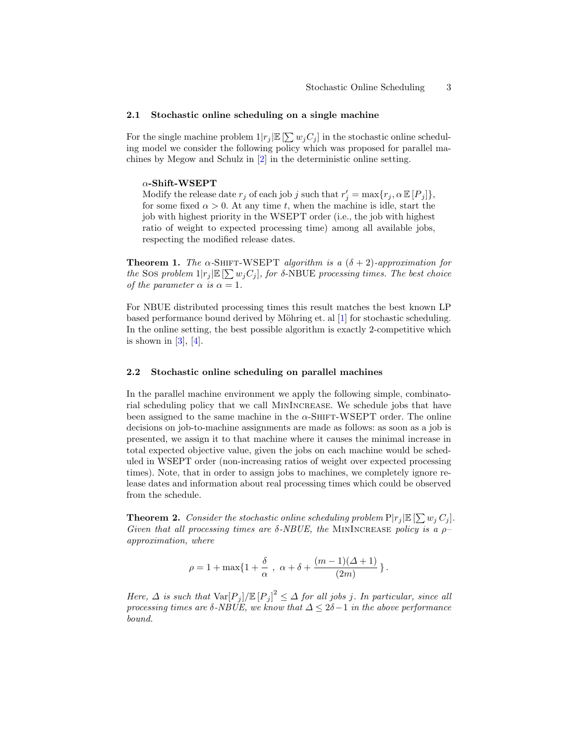### 2.1 Stochastic online scheduling on a single machine

For the single machine problem $1|r_j|\mathbb{E}[\sum w_j C_j]$ in the stochastic online scheduling model we consider the following policy which was proposed for parallel machines by Megow and Schulz in [2] in the deterministic online setting.

> **$\alpha$-Shift-WSEPT**
> Modify the release date $r_j$ of each job $j$ such that $r'_j = \max\{r_j, \alpha\,\mathbb{E}[P_j]\}$, for some fixed $\alpha > 0$. At any time $t$, when the machine is idle, start the job with highest priority in the WSEPT order (i.e., the job with highest ratio of weight to expected processing time) among all available jobs, respecting the modified release dates.

**Theorem 1.** *The $\alpha$-Shift-WSEPT algorithm is a $(\delta + 2)$-approximation for the* Sos *problem $1|r_j|\mathbb{E}[\sum w_j C_j]$, for $\delta$-NBUE processing times. The best choice of the parameter $\alpha$ is $\alpha = 1$.*

For NBUE distributed processing times this result matches the best known LP based performance bound derived by Möhring et. al [1] for stochastic scheduling. In the online setting, the best possible algorithm is exactly 2-competitive which is shown in [3], [4].

### 2.2 Stochastic online scheduling on parallel machines

In the parallel machine environment we apply the following simple, combinatorial scheduling policy that we call MinIncrease. We schedule jobs that have been assigned to the same machine in the $\alpha$-Shift-WSEPT order. The online decisions on job-to-machine assignments are made as follows: as soon as a job is presented, we assign it to that machine where it causes the minimal increase in total expected objective value, given the jobs on each machine would be scheduled in WSEPT order (non-increasing ratios of weight over expected processing times). Note, that in order to assign jobs to machines, we completely ignore release dates and information about real processing times which could be observed from the schedule.

**Theorem 2.** *Consider the stochastic online scheduling problem $\mathrm{P}|r_j|\mathbb{E}[\sum w_j\, C_j]$. Given that all processing times are $\delta$-NBUE, the* MinIncrease *policy is a $\rho$–approximation, where*

$$\rho = 1 + \max\{1 + \frac{\delta}{\alpha}\ ,\ \alpha + \delta + \frac{(m-1)(\Delta+1)}{(2m)}\}\,.$$

*Here, $\Delta$ is such that $\mathrm{Var}[P_j]/\mathbb{E}[P_j]^2 \leq \Delta$ for all jobs $j$. In particular, since all processing times are $\delta$-NBUE, we know that $\Delta \leq 2\delta - 1$ in the above performance bound.*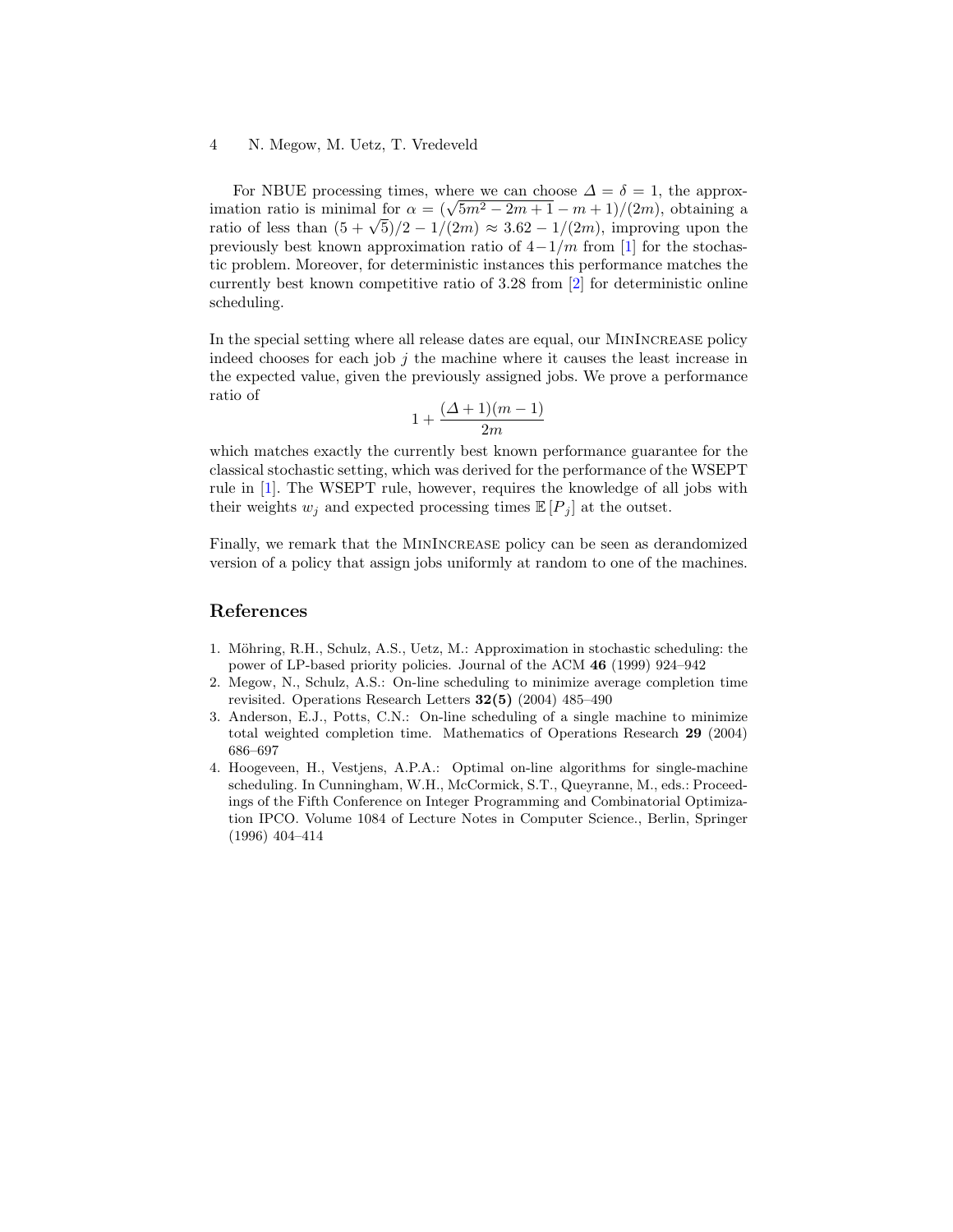For NBUE processing times, where we can choose $\Delta = \delta = 1$, the approximation ratio is minimal for $\alpha = (\sqrt{5m^2 - 2m + 1} - m + 1)/(2m)$, obtaining a ratio of less than $(5 + \sqrt{5})/2 - 1/(2m) \approx 3.62 - 1/(2m)$, improving upon the previously best known approximation ratio of $4 - 1/m$ from [1] for the stochastic problem. Moreover, for deterministic instances this performance matches the currently best known competitive ratio of 3.28 from [2] for deterministic online scheduling.

In the special setting where all release dates are equal, our MinIncrease policy indeed chooses for each job $j$ the machine where it causes the least increase in the expected value, given the previously assigned jobs. We prove a performance ratio of

$$1 + \frac{(\Delta + 1)(m - 1)}{2m}$$

which matches exactly the currently best known performance guarantee for the classical stochastic setting, which was derived for the performance of the WSEPT rule in [1]. The WSEPT rule, however, requires the knowledge of all jobs with their weights $w_j$ and expected processing times $\mathbb{E}[P_j]$ at the outset.

Finally, we remark that the MinIncrease policy can be seen as derandomized version of a policy that assign jobs uniformly at random to one of the machines.

## References

1. Möhring, R.H., Schulz, A.S., Uetz, M.: Approximation in stochastic scheduling: the power of LP-based priority policies. Journal of the ACM **46** (1999) 924–942
2. Megow, N., Schulz, A.S.: On-line scheduling to minimize average completion time revisited. Operations Research Letters **32(5)** (2004) 485–490
3. Anderson, E.J., Potts, C.N.: On-line scheduling of a single machine to minimize total weighted completion time. Mathematics of Operations Research **29** (2004) 686–697
4. Hoogeveen, H., Vestjens, A.P.A.: Optimal on-line algorithms for single-machine scheduling. In Cunningham, W.H., McCormick, S.T., Queyranne, M., eds.: Proceedings of the Fifth Conference on Integer Programming and Combinatorial Optimization IPCO. Volume 1084 of Lecture Notes in Computer Science., Berlin, Springer (1996) 404–414